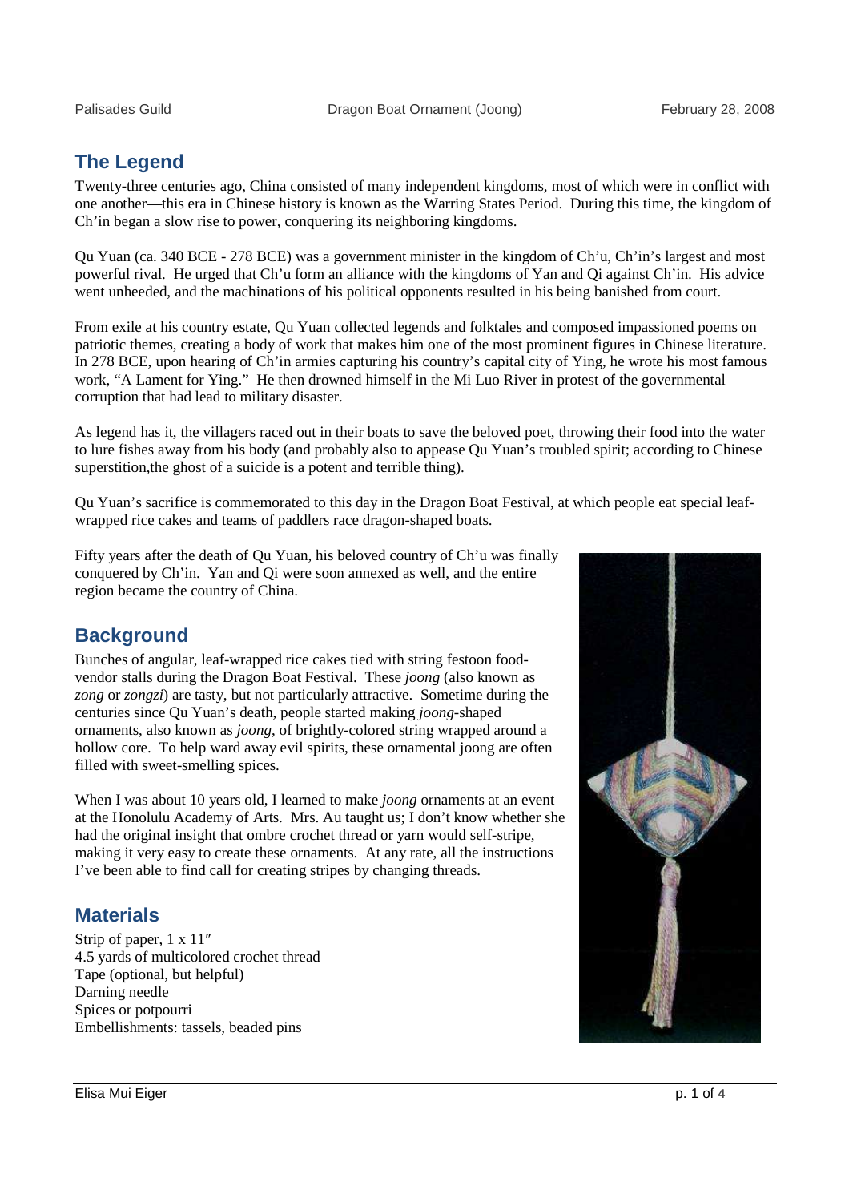## The Legend

Twenty-three centuries ago, China consisted of many independent kingdoms, most of which were in conflict with one another—this era in Chinese history is known as the Warring States Period. During this time, the kingdom of Ch'in began a slow rise to power, conquering its neighboring kingdoms.

Qu Yuan (ca. 340 BCE - 278 BCE) was a government minister in the kingdom of Ch'u, Ch'in's largest and most powerful rival. He urged that Ch'u form an alliance with the kingdoms of Yan and Qi against Ch'in. His advice went unheeded, and the machinations of his political opponents resulted in his being banished from court.

From exile at his country estate, Qu Yuan collected legends and folktales and composed impassioned poems on patriotic themes, creating a body of work that makes him one of the most prominent figures in Chinese literature. In 278 BCE, upon hearing of Ch'in armies capturing his country's capital city of Ying, he wrote his most famous work, "A Lament for Ying." He then drowned himself in the Mi Luo River in protest of the governmental corruption that had lead to military disaster.

As legend has it, the villagers raced out in their boats to save the beloved poet, throwing their food into the water to lure fishes away from his body (and probably also to appease Qu Yuan's troubled spirit; according to Chinese superstition,the ghost of a suicide is a potent and terrible thing).

Qu Yuan's sacrifice is commemorated to this day in the Dragon Boat Festival, at which people eat special leaf-wrapped rice cakes and teams of paddlers race dragon-shaped boats.

Fifty years after the death of Qu Yuan, his beloved country of Ch'u was finally conquered by Ch'in. Yan and Qi were soon annexed as well, and the entire region became the country of China.

## Background

Bunches of angular, leaf-wrapped rice cakes tied with string festoon food-vendor stalls during the Dragon Boat Festival. These *joong* (also known as *zong* or *zongzi*) are tasty, but not particularly attractive. Sometime during the centuries since Qu Yuan's death, people started making *joong*-shaped ornaments, also known as *joong*, of brightly-colored string wrapped around a hollow core. To help ward away evil spirits, these ornamental joong are often filled with sweet-smelling spices.

When I was about 10 years old, I learned to make *joong* ornaments at an event at the Honolulu Academy of Arts. Mrs. Au taught us; I don't know whether she had the original insight that ombre crochet thread or yarn would self-stripe, making it very easy to create these ornaments. At any rate, all the instructions I've been able to find call for creating stripes by changing threads.

## Materials

Strip of paper, 1 x 11″  
4.5 yards of multicolored crochet thread  
Tape (optional, but helpful)  
Darning needle  
Spices or potpourri  
Embellishments: tassels, beaded pins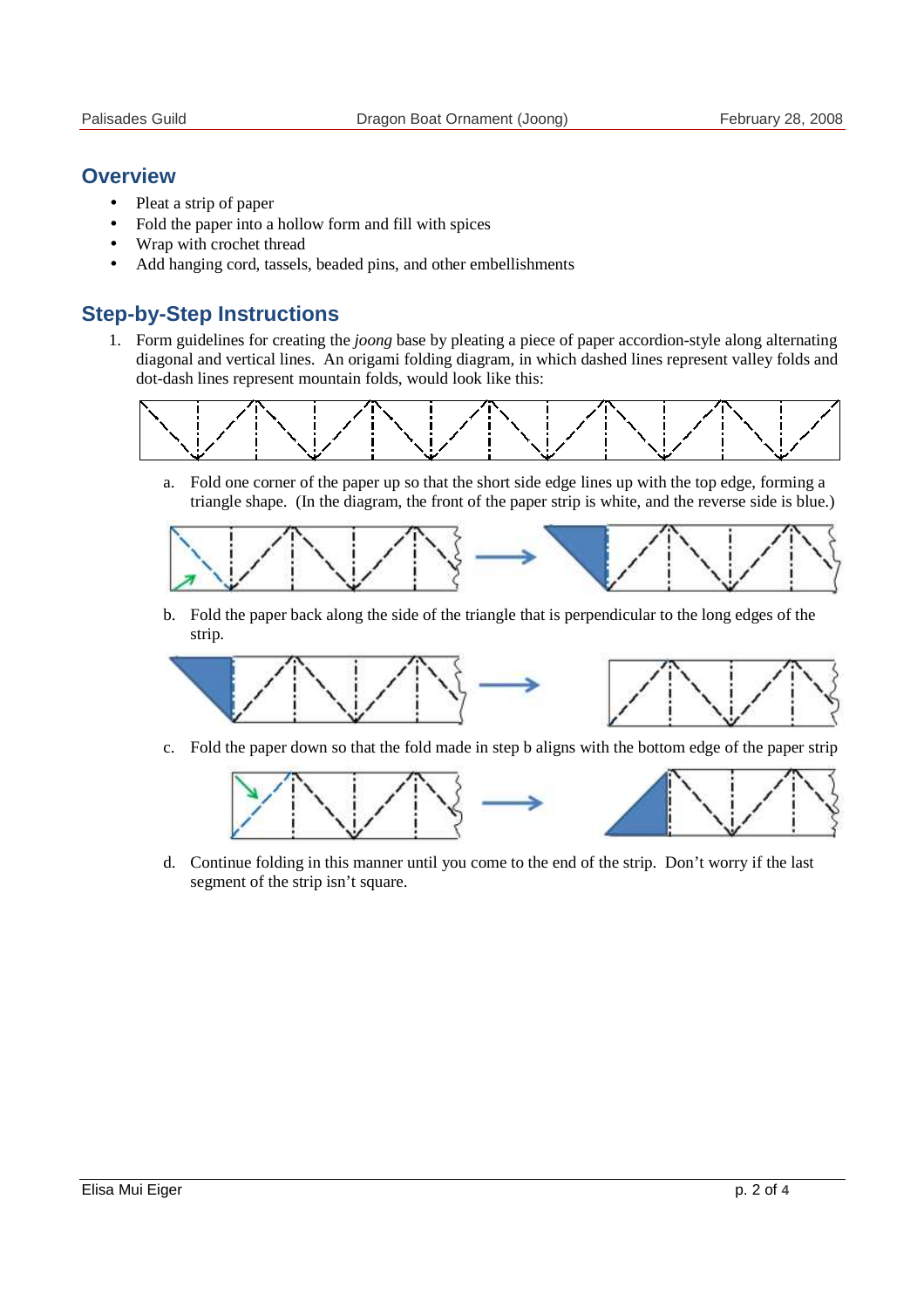## Overview

- Pleat a strip of paper
- Fold the paper into a hollow form and fill with spices
- Wrap with crochet thread
- Add hanging cord, tassels, beaded pins, and other embellishments

## Step-by-Step Instructions

1. Form guidelines for creating the *joong* base by pleating a piece of paper accordion-style along alternating diagonal and vertical lines. An origami folding diagram, in which dashed lines represent valley folds and dot-dash lines represent mountain folds, would look like this:

   a. Fold one corner of the paper up so that the short side edge lines up with the top edge, forming a triangle shape. (In the diagram, the front of the paper strip is white, and the reverse side is blue.)

   b. Fold the paper back along the side of the triangle that is perpendicular to the long edges of the strip.

   c. Fold the paper down so that the fold made in step b aligns with the bottom edge of the paper strip

   d. Continue folding in this manner until you come to the end of the strip. Don't worry if the last segment of the strip isn't square.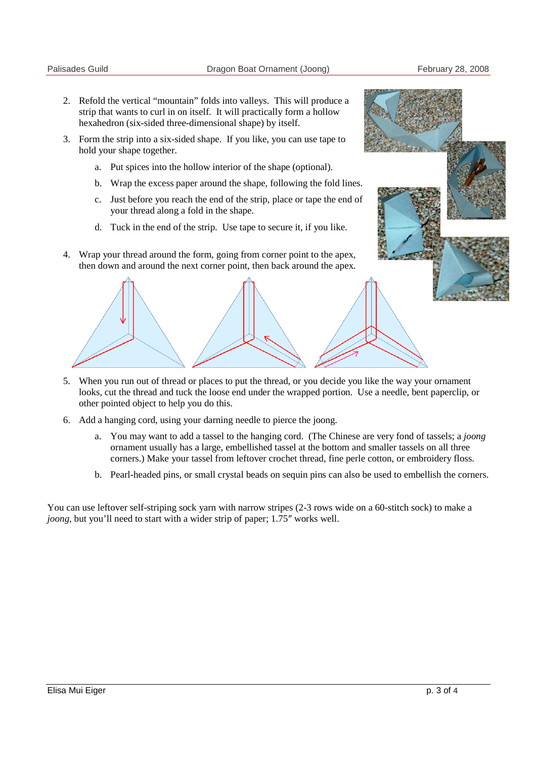2. Refold the vertical “mountain” folds into valleys. This will produce a strip that wants to curl in on itself. It will practically form a hollow hexahedron (six-sided three-dimensional shape) by itself.
3. Form the strip into a six-sided shape. If you like, you can use tape to hold your shape together.
   a. Put spices into the hollow interior of the shape (optional).
   b. Wrap the excess paper around the shape, following the fold lines.
   c. Just before you reach the end of the strip, place or tape the end of your thread along a fold in the shape.
   d. Tuck in the end of the strip. Use tape to secure it, if you like.
4. Wrap your thread around the form, going from corner point to the apex, then down and around the next corner point, then back around the apex.
5. When you run out of thread or places to put the thread, or you decide you like the way your ornament looks, cut the thread and tuck the loose end under the wrapped portion. Use a needle, bent paperclip, or other pointed object to help you do this.
6. Add a hanging cord, using your darning needle to pierce the joong.
   a. You may want to add a tassel to the hanging cord. (The Chinese are very fond of tassels; a *joong* ornament usually has a large, embellished tassel at the bottom and smaller tassels on all three corners.) Make your tassel from leftover crochet thread, fine perle cotton, or embroidery floss.
   b. Pearl-headed pins, or small crystal beads on sequin pins can also be used to embellish the corners.

You can use leftover self-striping sock yarn with narrow stripes (2-3 rows wide on a 60-stitch sock) to make a *joong*, but you'll need to start with a wider strip of paper; 1.75″ works well.